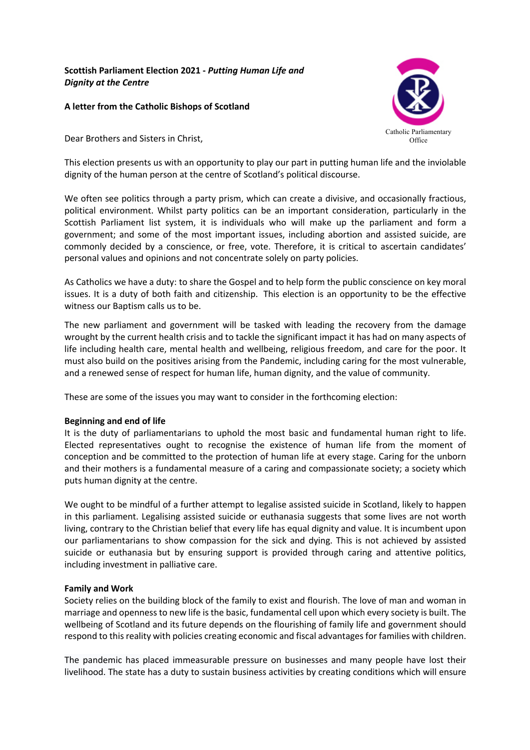**Scottish Parliament Election 2021 - *Putting Human Life and Dignity at the Centre***

**A letter from the Catholic Bishops of Scotland**

Catholic Parliamentary Office

Dear Brothers and Sisters in Christ,

This election presents us with an opportunity to play our part in putting human life and the inviolable dignity of the human person at the centre of Scotland's political discourse.

We often see politics through a party prism, which can create a divisive, and occasionally fractious, political environment. Whilst party politics can be an important consideration, particularly in the Scottish Parliament list system, it is individuals who will make up the parliament and form a government; and some of the most important issues, including abortion and assisted suicide, are commonly decided by a conscience, or free, vote. Therefore, it is critical to ascertain candidates' personal values and opinions and not concentrate solely on party policies.

As Catholics we have a duty: to share the Gospel and to help form the public conscience on key moral issues. It is a duty of both faith and citizenship. This election is an opportunity to be the effective witness our Baptism calls us to be.

The new parliament and government will be tasked with leading the recovery from the damage wrought by the current health crisis and to tackle the significant impact it has had on many aspects of life including health care, mental health and wellbeing, religious freedom, and care for the poor. It must also build on the positives arising from the Pandemic, including caring for the most vulnerable, and a renewed sense of respect for human life, human dignity, and the value of community.

These are some of the issues you may want to consider in the forthcoming election:

**Beginning and end of life**

It is the duty of parliamentarians to uphold the most basic and fundamental human right to life. Elected representatives ought to recognise the existence of human life from the moment of conception and be committed to the protection of human life at every stage. Caring for the unborn and their mothers is a fundamental measure of a caring and compassionate society; a society which puts human dignity at the centre.

We ought to be mindful of a further attempt to legalise assisted suicide in Scotland, likely to happen in this parliament. Legalising assisted suicide or euthanasia suggests that some lives are not worth living, contrary to the Christian belief that every life has equal dignity and value. It is incumbent upon our parliamentarians to show compassion for the sick and dying. This is not achieved by assisted suicide or euthanasia but by ensuring support is provided through caring and attentive politics, including investment in palliative care.

**Family and Work**

Society relies on the building block of the family to exist and flourish. The love of man and woman in marriage and openness to new life is the basic, fundamental cell upon which every society is built. The wellbeing of Scotland and its future depends on the flourishing of family life and government should respond to this reality with policies creating economic and fiscal advantages for families with children.

The pandemic has placed immeasurable pressure on businesses and many people have lost their livelihood. The state has a duty to sustain business activities by creating conditions which will ensure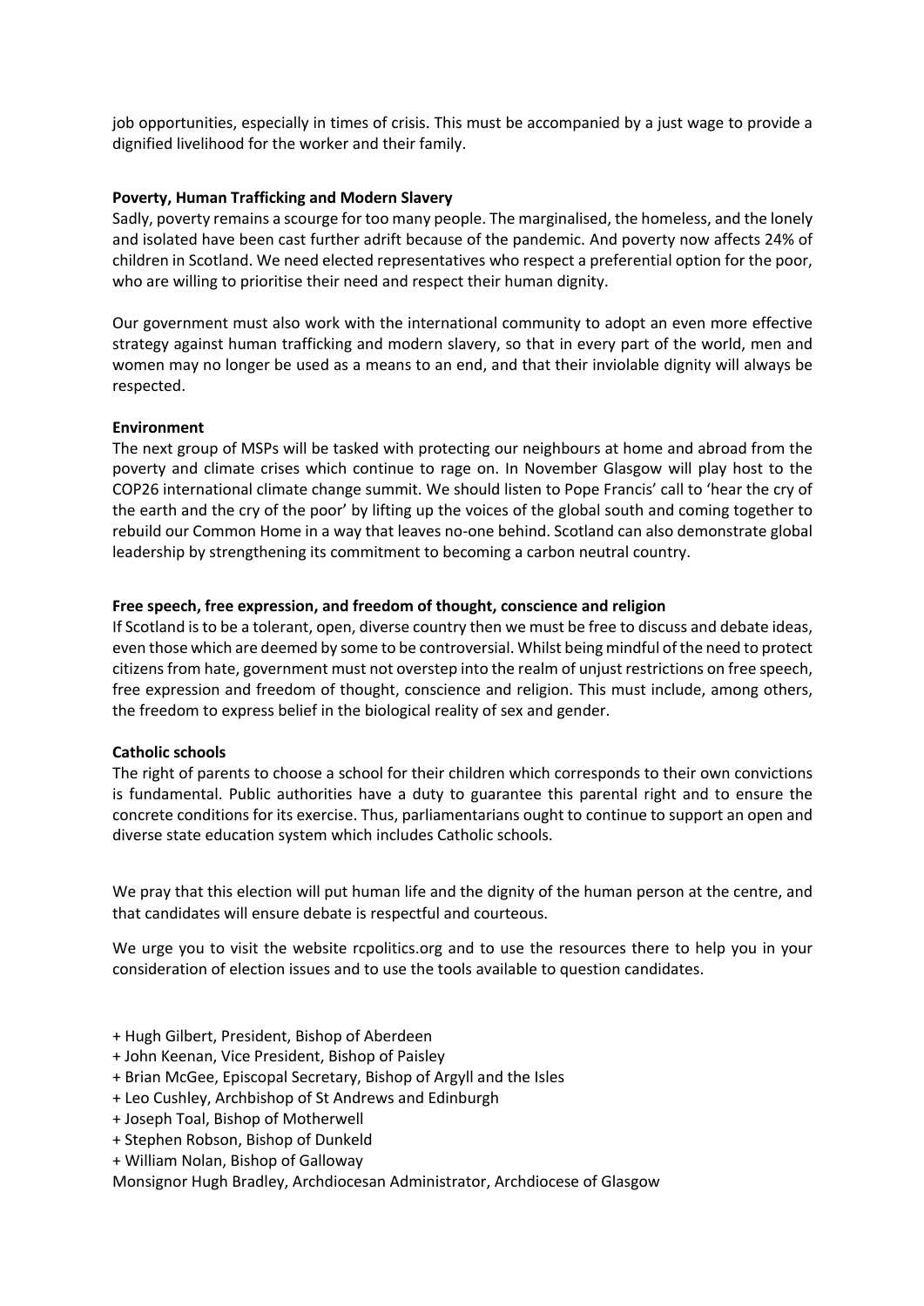job opportunities, especially in times of crisis. This must be accompanied by a just wage to provide a dignified livelihood for the worker and their family.

**Poverty, Human Trafficking and Modern Slavery**

Sadly, poverty remains a scourge for too many people. The marginalised, the homeless, and the lonely and isolated have been cast further adrift because of the pandemic. And poverty now affects 24% of children in Scotland. We need elected representatives who respect a preferential option for the poor, who are willing to prioritise their need and respect their human dignity.

Our government must also work with the international community to adopt an even more effective strategy against human trafficking and modern slavery, so that in every part of the world, men and women may no longer be used as a means to an end, and that their inviolable dignity will always be respected.

**Environment**

The next group of MSPs will be tasked with protecting our neighbours at home and abroad from the poverty and climate crises which continue to rage on. In November Glasgow will play host to the COP26 international climate change summit. We should listen to Pope Francis' call to 'hear the cry of the earth and the cry of the poor' by lifting up the voices of the global south and coming together to rebuild our Common Home in a way that leaves no-one behind. Scotland can also demonstrate global leadership by strengthening its commitment to becoming a carbon neutral country.

**Free speech, free expression, and freedom of thought, conscience and religion**

If Scotland is to be a tolerant, open, diverse country then we must be free to discuss and debate ideas, even those which are deemed by some to be controversial. Whilst being mindful of the need to protect citizens from hate, government must not overstep into the realm of unjust restrictions on free speech, free expression and freedom of thought, conscience and religion. This must include, among others, the freedom to express belief in the biological reality of sex and gender.

**Catholic schools**

The right of parents to choose a school for their children which corresponds to their own convictions is fundamental. Public authorities have a duty to guarantee this parental right and to ensure the concrete conditions for its exercise. Thus, parliamentarians ought to continue to support an open and diverse state education system which includes Catholic schools.

We pray that this election will put human life and the dignity of the human person at the centre, and that candidates will ensure debate is respectful and courteous.

We urge you to visit the website rcpolitics.org and to use the resources there to help you in your consideration of election issues and to use the tools available to question candidates.

+ Hugh Gilbert, President, Bishop of Aberdeen
+ John Keenan, Vice President, Bishop of Paisley
+ Brian McGee, Episcopal Secretary, Bishop of Argyll and the Isles
+ Leo Cushley, Archbishop of St Andrews and Edinburgh
+ Joseph Toal, Bishop of Motherwell
+ Stephen Robson, Bishop of Dunkeld
+ William Nolan, Bishop of Galloway
Monsignor Hugh Bradley, Archdiocesan Administrator, Archdiocese of Glasgow